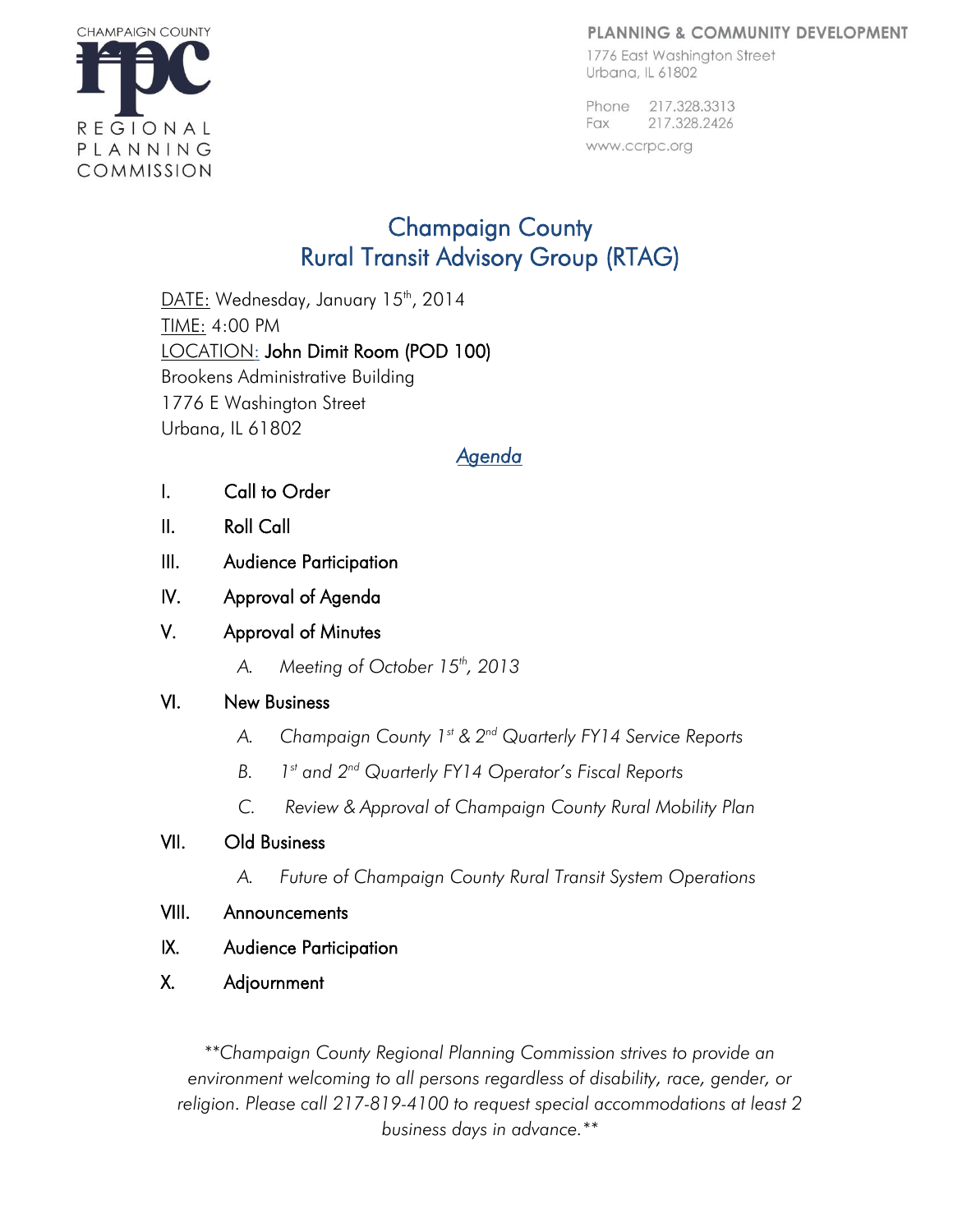CHAMPAIGN COUNTY RPC REGIONAL PLANNING COMMISSION

**PLANNING & COMMUNITY DEVELOPMENT**
1776 East Washington Street
Urbana, IL 61802

Phone 217.328.3313
Fax 217.328.2426
www.ccrpc.org

# Champaign County
# Rural Transit Advisory Group (RTAG)

DATE: Wednesday, January 15th, 2014
TIME: 4:00 PM
LOCATION: **John Dimit Room (POD 100)**
Brookens Administrative Building
1776 E Washington Street
Urbana, IL 61802

## *Agenda*

I. Call to Order

II. Roll Call

III. Audience Participation

IV. Approval of Agenda

V. Approval of Minutes
   - A. *Meeting of October 15th, 2013*

VI. New Business
   - A. *Champaign County 1st & 2nd Quarterly FY14 Service Reports*
   - B. *1st and 2nd Quarterly FY14 Operator's Fiscal Reports*
   - C. *Review & Approval of Champaign County Rural Mobility Plan*

VII. Old Business
   - A. *Future of Champaign County Rural Transit System Operations*

VIII. Announcements

IX. Audience Participation

X. Adjournment

*\*\*Champaign County Regional Planning Commission strives to provide an environment welcoming to all persons regardless of disability, race, gender, or religion. Please call 217-819-4100 to request special accommodations at least 2 business days in advance.\*\**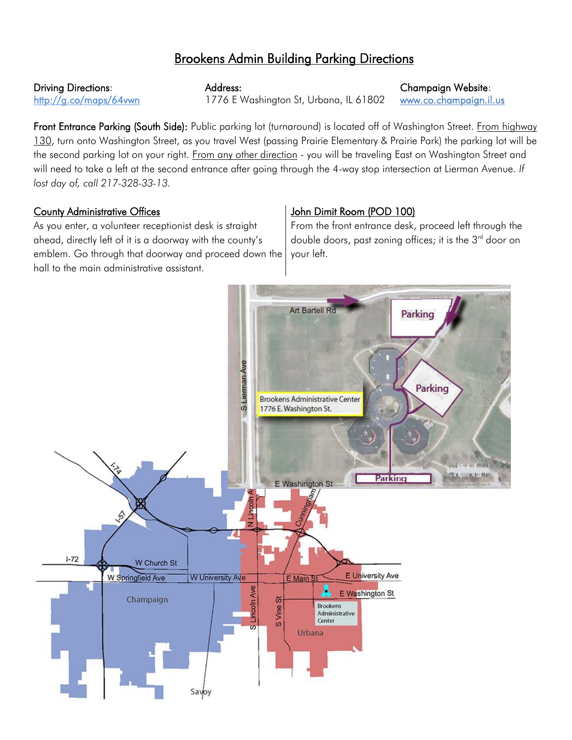# Brookens Admin Building Parking Directions

**Driving Directions**: http://g.co/maps/64vwn

**Address:** 1776 E Washington St, Urbana, IL 61802

**Champaign Website**: www.co.champaign.il.us

**Front Entrance Parking (South Side):** Public parking lot (turnaround) is located off of Washington Street. From highway 130, turn onto Washington Street, as you travel West (passing Prairie Elementary & Prairie Park) the parking lot will be the second parking lot on your right. From any other direction - you will be traveling East on Washington Street and will need to take a left at the second entrance after going through the 4-way stop intersection at Lierman Avenue. *If lost day of, call 217-328-33-13.*

## County Administrative Offices

As you enter, a volunteer receptionist desk is straight ahead, directly left of it is a doorway with the county's emblem. Go through that doorway and proceed down the hall to the main administrative assistant.

## John Dimit Room (POD 100)

From the front entrance desk, proceed left through the double doors, past zoning offices; it is the 3rd door on your left.

Art Bartell Rd

Parking

S Lierman Ave

Brookens Administrative Center
1776 E. Washington St.

Parking

Parking

E Washington St

I-74

I-57

I-72

W Church St

W Springfield Ave

W University Ave

N Lincoln Ave

Cunningham

E Main St

E University Ave

E Washington St

S Lincoln Ave

S Vine St

Brookens Administrative Center

Champaign

Urbana

Savoy